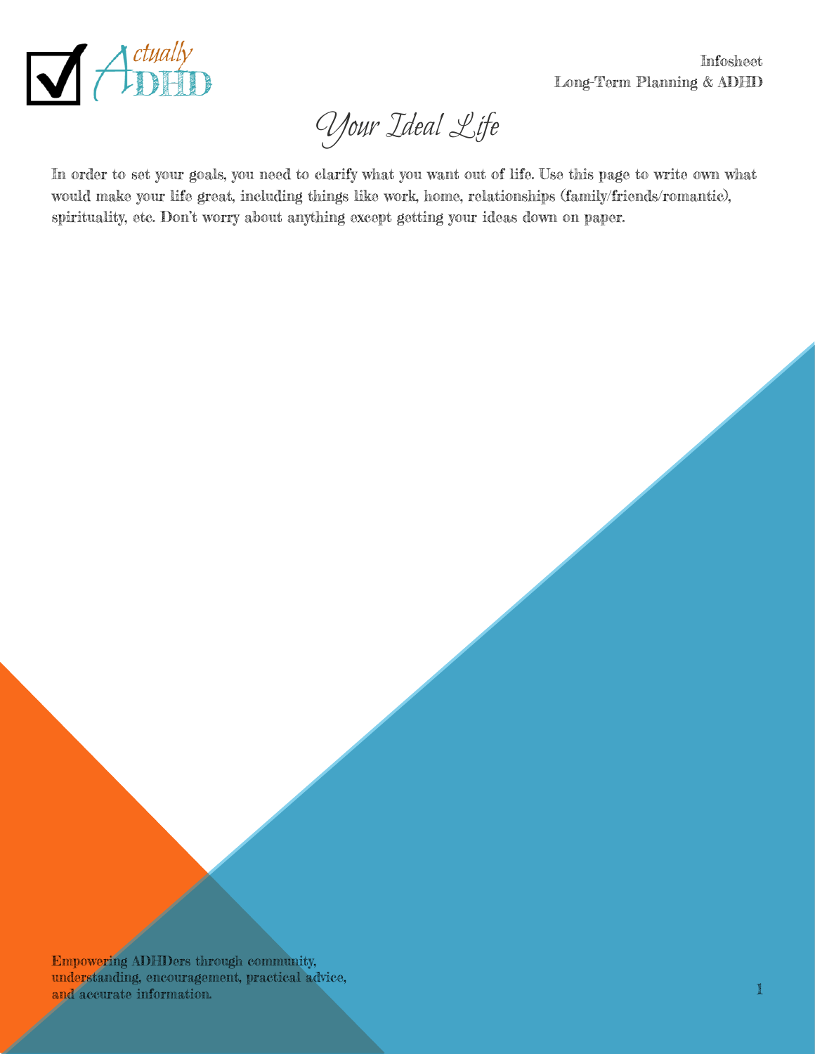# Your Ideal Life

In order to set your goals, you need to clarify what you want out of life. Use this page to write own what would make your life great, including things like work, home, relationships (family/friends/romantic), spirituality, etc. Don't worry about anything except getting your ideas down on paper.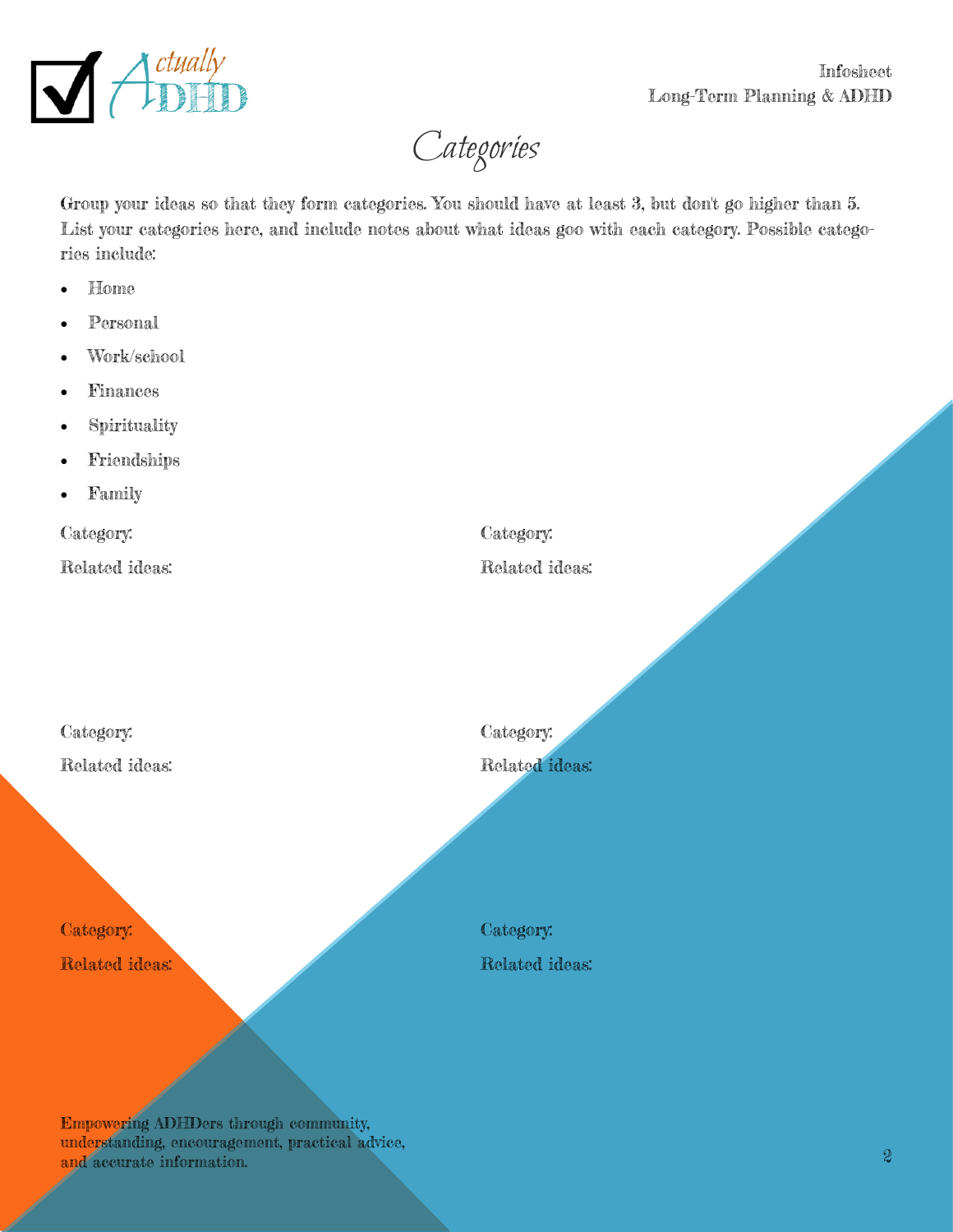# Categories

Group your ideas so that they form categories. You should have at least 3, but don't go higher than 5. List your categories here, and include notes about what ideas goo with each category. Possible categories include:

- Home
- Personal
- Work/school
- Finances
- Spirituality
- Friendships
- Family

Category:

Related ideas:

Category:

Related ideas:

Category:

Related ideas:

Category:

Related ideas:

Category:

Related ideas:

Category:

Related ideas:

Empowering ADHDers through community, understanding, encouragement, practical advice, and accurate information.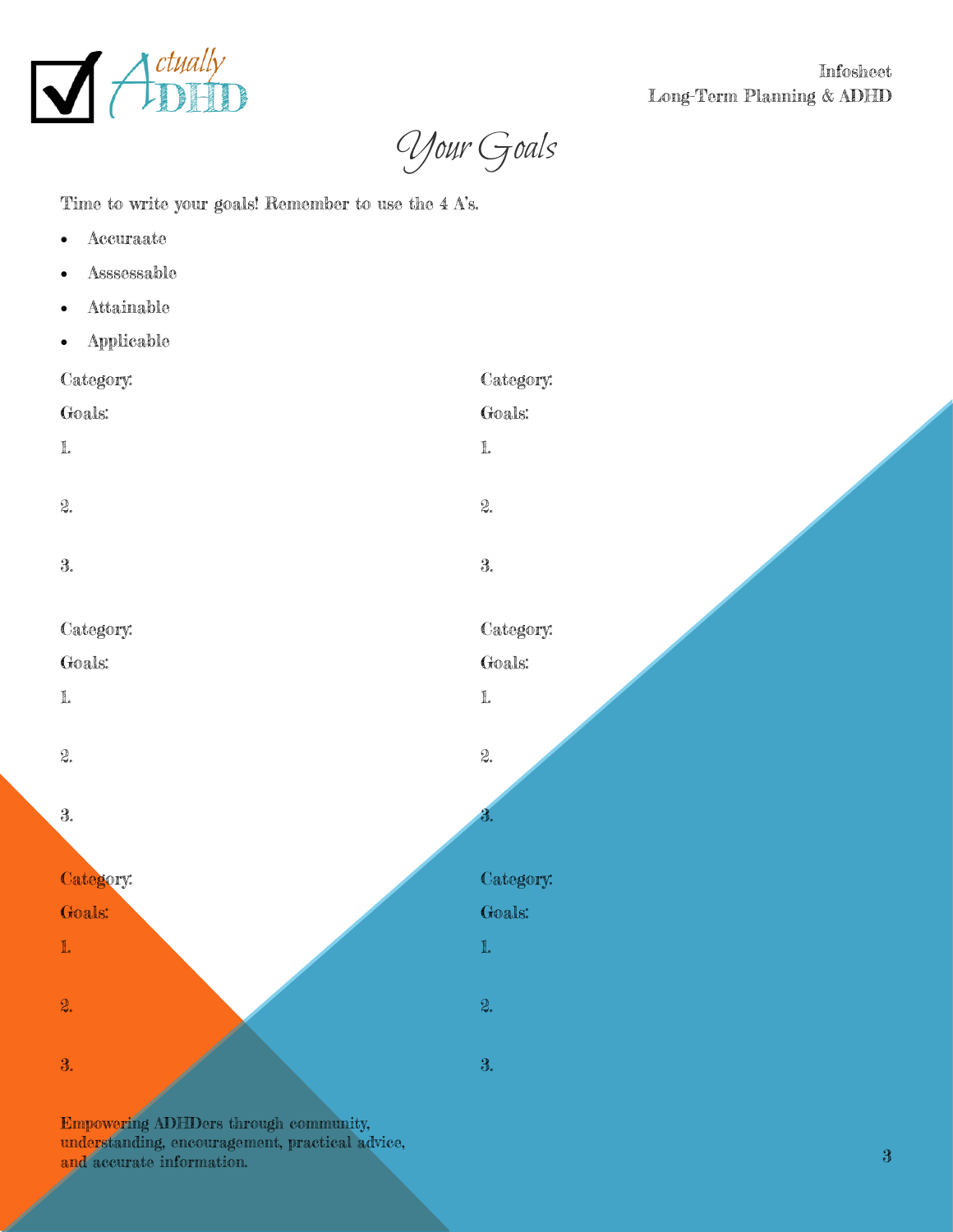# Your Goals

Time to write your goals! Remember to use the 4 A's.

- Accuraate
- Asssessable
- Attainable
- Applicable

Category:

Goals:

1.

2.

3.

Category:

Goals:

1.

2.

3.

Category:

Goals:

1.

2.

3.

Category:

Goals:

1.

2.

3.

Category:

Goals:

1.

2.

3.

Category:

Goals:

1.

2.

3.

Empowering ADHDers through community, understanding, encouragement, practical advice, and accurate information.